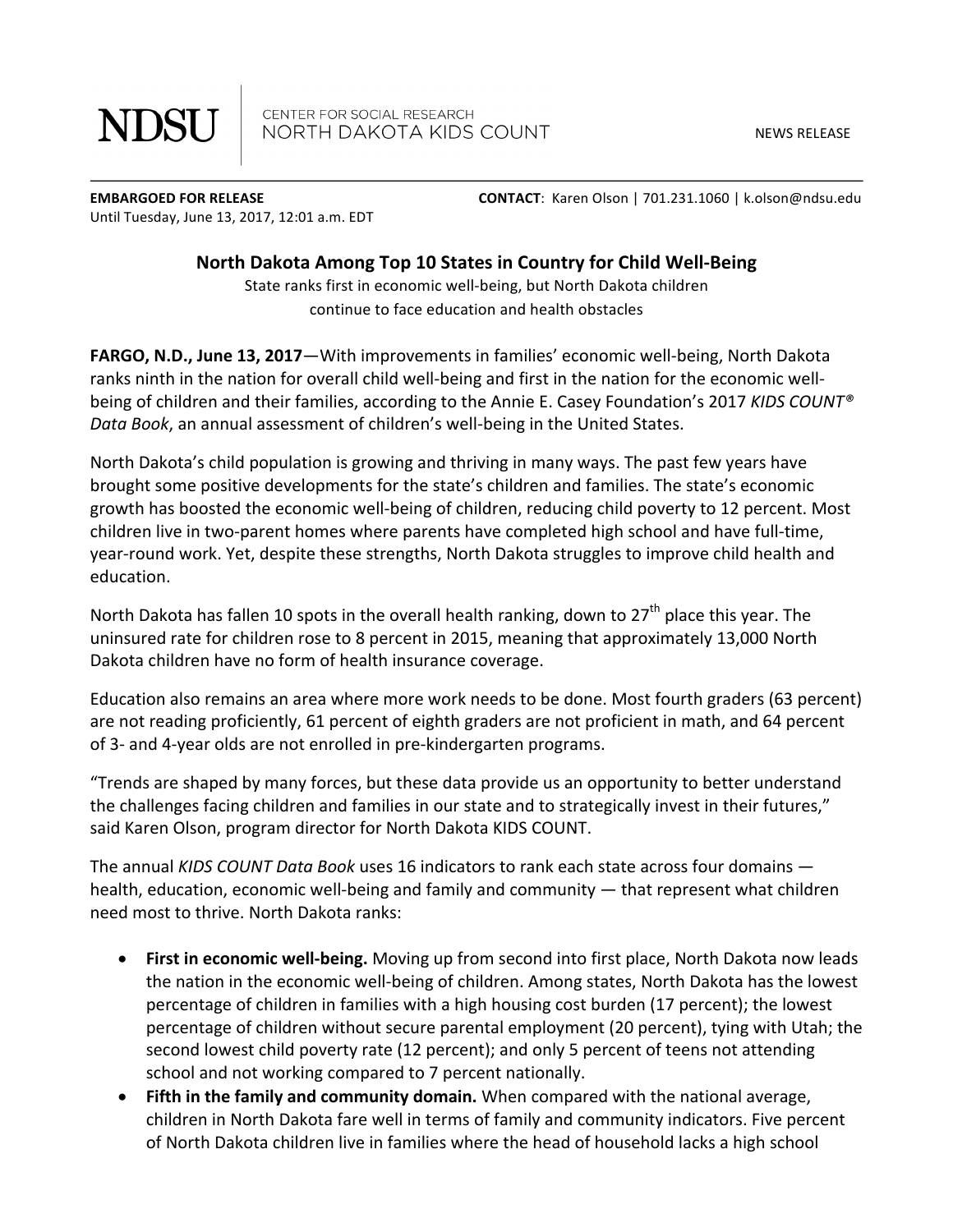NDSU | CENTER FOR SOCIAL RESEARCH
NORTH DAKOTA KIDS COUNT

NEWS RELEASE

**EMBARGOED FOR RELEASE**
Until Tuesday, June 13, 2017, 12:01 a.m. EDT

**CONTACT**: Karen Olson | 701.231.1060 | k.olson@ndsu.edu

# North Dakota Among Top 10 States in Country for Child Well-Being

State ranks first in economic well-being, but North Dakota children continue to face education and health obstacles

**FARGO, N.D., June 13, 2017**—With improvements in families' economic well-being, North Dakota ranks ninth in the nation for overall child well-being and first in the nation for the economic well-being of children and their families, according to the Annie E. Casey Foundation's 2017 *KIDS COUNT® Data Book*, an annual assessment of children's well-being in the United States.

North Dakota's child population is growing and thriving in many ways. The past few years have brought some positive developments for the state's children and families. The state's economic growth has boosted the economic well-being of children, reducing child poverty to 12 percent. Most children live in two-parent homes where parents have completed high school and have full-time, year-round work. Yet, despite these strengths, North Dakota struggles to improve child health and education.

North Dakota has fallen 10 spots in the overall health ranking, down to 27th place this year. The uninsured rate for children rose to 8 percent in 2015, meaning that approximately 13,000 North Dakota children have no form of health insurance coverage.

Education also remains an area where more work needs to be done. Most fourth graders (63 percent) are not reading proficiently, 61 percent of eighth graders are not proficient in math, and 64 percent of 3- and 4-year olds are not enrolled in pre-kindergarten programs.

"Trends are shaped by many forces, but these data provide us an opportunity to better understand the challenges facing children and families in our state and to strategically invest in their futures," said Karen Olson, program director for North Dakota KIDS COUNT.

The annual *KIDS COUNT Data Book* uses 16 indicators to rank each state across four domains — health, education, economic well-being and family and community — that represent what children need most to thrive. North Dakota ranks:

- **First in economic well-being.** Moving up from second into first place, North Dakota now leads the nation in the economic well-being of children. Among states, North Dakota has the lowest percentage of children in families with a high housing cost burden (17 percent); the lowest percentage of children without secure parental employment (20 percent), tying with Utah; the second lowest child poverty rate (12 percent); and only 5 percent of teens not attending school and not working compared to 7 percent nationally.
- **Fifth in the family and community domain.** When compared with the national average, children in North Dakota fare well in terms of family and community indicators. Five percent of North Dakota children live in families where the head of household lacks a high school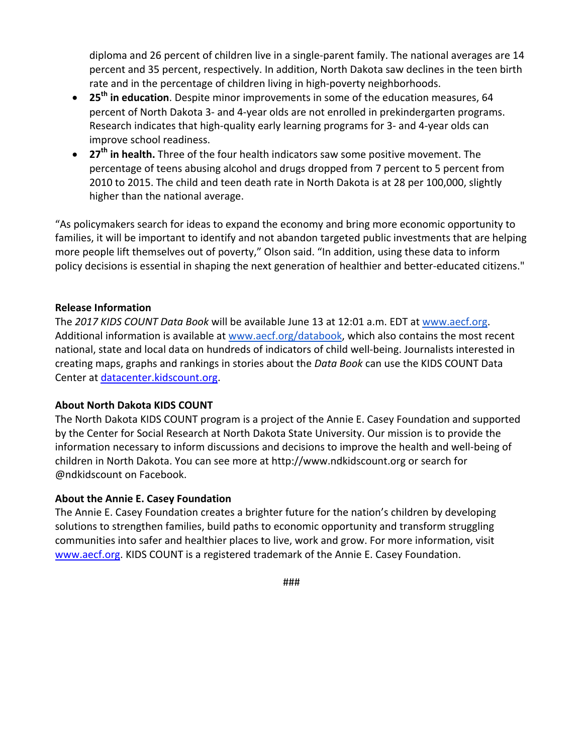diploma and 26 percent of children live in a single-parent family. The national averages are 14 percent and 35 percent, respectively. In addition, North Dakota saw declines in the teen birth rate and in the percentage of children living in high-poverty neighborhoods.

- **25th in education**. Despite minor improvements in some of the education measures, 64 percent of North Dakota 3- and 4-year olds are not enrolled in prekindergarten programs. Research indicates that high-quality early learning programs for 3- and 4-year olds can improve school readiness.
- **27th in health.** Three of the four health indicators saw some positive movement. The percentage of teens abusing alcohol and drugs dropped from 7 percent to 5 percent from 2010 to 2015. The child and teen death rate in North Dakota is at 28 per 100,000, slightly higher than the national average.

"As policymakers search for ideas to expand the economy and bring more economic opportunity to families, it will be important to identify and not abandon targeted public investments that are helping more people lift themselves out of poverty," Olson said. "In addition, using these data to inform policy decisions is essential in shaping the next generation of healthier and better-educated citizens."

**Release Information**

The *2017 KIDS COUNT Data Book* will be available June 13 at 12:01 a.m. EDT at www.aecf.org. Additional information is available at www.aecf.org/databook, which also contains the most recent national, state and local data on hundreds of indicators of child well-being. Journalists interested in creating maps, graphs and rankings in stories about the *Data Book* can use the KIDS COUNT Data Center at datacenter.kidscount.org.

**About North Dakota KIDS COUNT**

The North Dakota KIDS COUNT program is a project of the Annie E. Casey Foundation and supported by the Center for Social Research at North Dakota State University. Our mission is to provide the information necessary to inform discussions and decisions to improve the health and well-being of children in North Dakota. You can see more at http://www.ndkidscount.org or search for @ndkidscount on Facebook.

**About the Annie E. Casey Foundation**

The Annie E. Casey Foundation creates a brighter future for the nation's children by developing solutions to strengthen families, build paths to economic opportunity and transform struggling communities into safer and healthier places to live, work and grow. For more information, visit www.aecf.org. KIDS COUNT is a registered trademark of the Annie E. Casey Foundation.

###